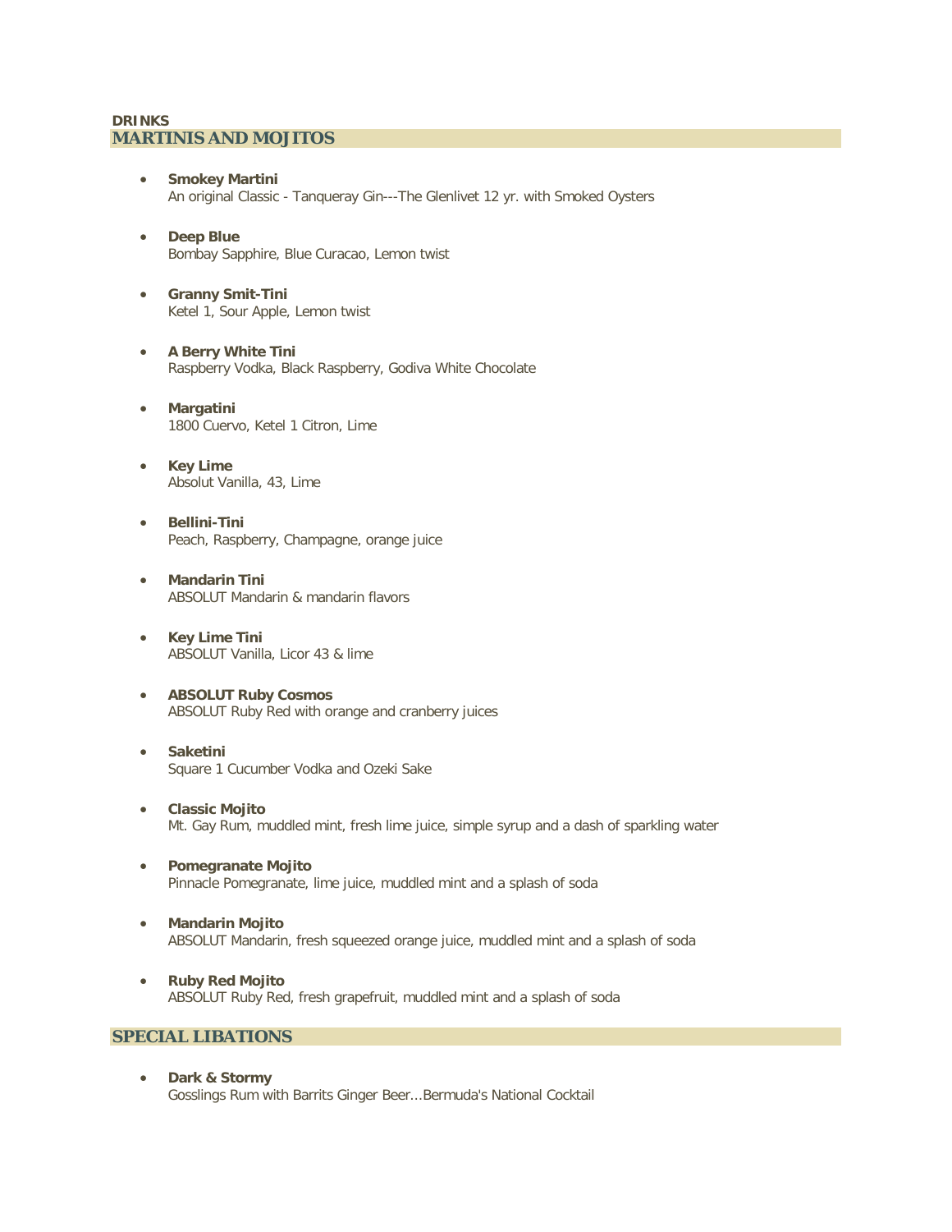**DRINKS**

## MARTINIS AND MOJITOS

- **Smokey Martini**
  An original Classic - Tanqueray Gin---The Glenlivet 12 yr. with Smoked Oysters

- **Deep Blue**
  Bombay Sapphire, Blue Curacao, Lemon twist

- **Granny Smit-Tini**
  Ketel 1, Sour Apple, Lemon twist

- **A Berry White Tini**
  Raspberry Vodka, Black Raspberry, Godiva White Chocolate

- **Margatini**
  1800 Cuervo, Ketel 1 Citron, Lime

- **Key Lime**
  Absolut Vanilla, 43, Lime

- **Bellini-Tini**
  Peach, Raspberry, Champagne, orange juice

- **Mandarin Tini**
  ABSOLUT Mandarin & mandarin flavors

- **Key Lime Tini**
  ABSOLUT Vanilla, Licor 43 & lime

- **ABSOLUT Ruby Cosmos**
  ABSOLUT Ruby Red with orange and cranberry juices

- **Saketini**
  Square 1 Cucumber Vodka and Ozeki Sake

- **Classic Mojito**
  Mt. Gay Rum, muddled mint, fresh lime juice, simple syrup and a dash of sparkling water

- **Pomegranate Mojito**
  Pinnacle Pomegranate, lime juice, muddled mint and a splash of soda

- **Mandarin Mojito**
  ABSOLUT Mandarin, fresh squeezed orange juice, muddled mint and a splash of soda

- **Ruby Red Mojito**
  ABSOLUT Ruby Red, fresh grapefruit, muddled mint and a splash of soda

## SPECIAL LIBATIONS

- **Dark & Stormy**
  Gosslings Rum with Barrits Ginger Beer...Bermuda's National Cocktail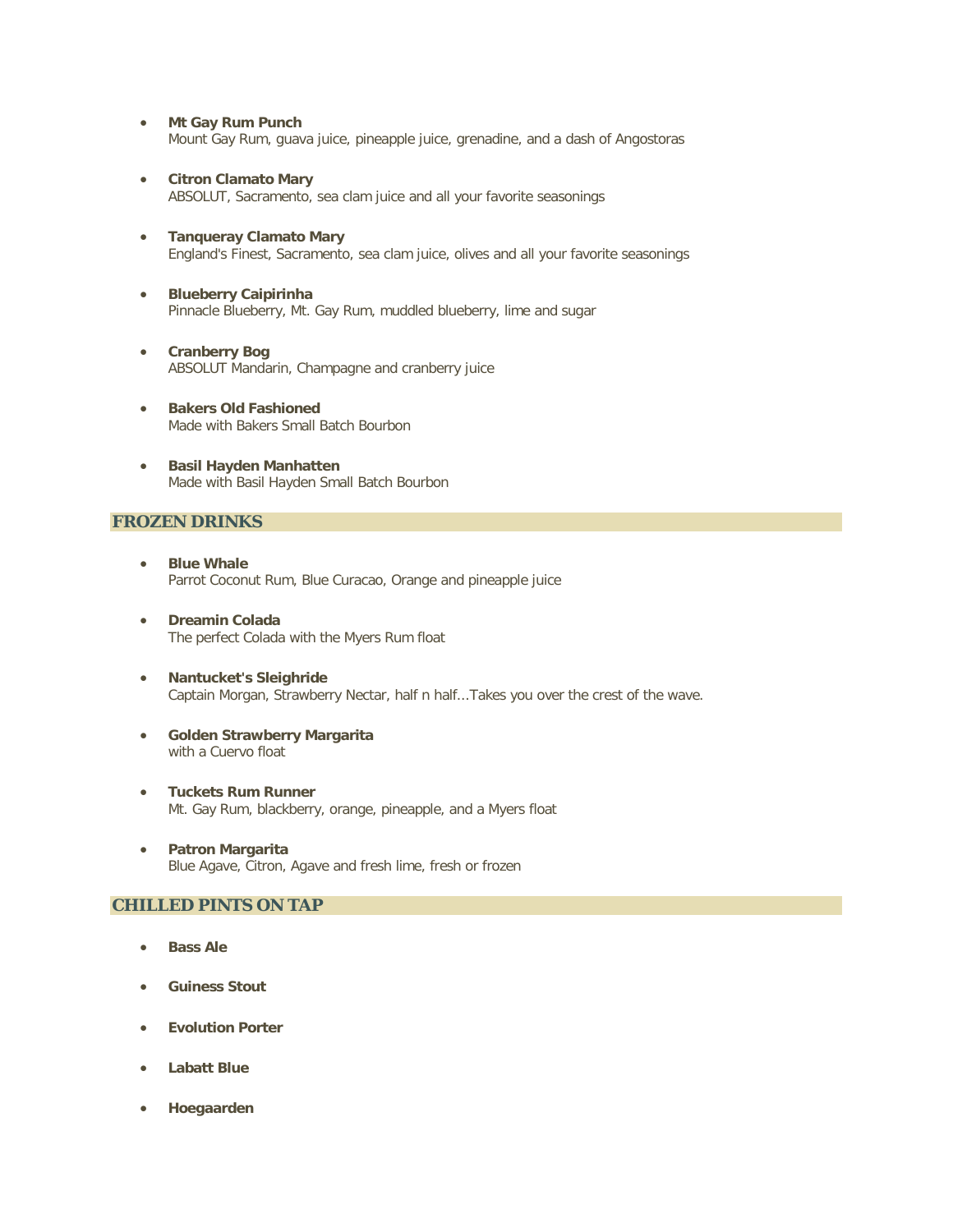- **Mt Gay Rum Punch**
  Mount Gay Rum, guava juice, pineapple juice, grenadine, and a dash of Angostoras

- **Citron Clamato Mary**
  ABSOLUT, Sacramento, sea clam juice and all your favorite seasonings

- **Tanqueray Clamato Mary**
  England's Finest, Sacramento, sea clam juice, olives and all your favorite seasonings

- **Blueberry Caipirinha**
  Pinnacle Blueberry, Mt. Gay Rum, muddled blueberry, lime and sugar

- **Cranberry Bog**
  ABSOLUT Mandarin, Champagne and cranberry juice

- **Bakers Old Fashioned**
  Made with Bakers Small Batch Bourbon

- **Basil Hayden Manhatten**
  Made with Basil Hayden Small Batch Bourbon

## FROZEN DRINKS

- **Blue Whale**
  Parrot Coconut Rum, Blue Curacao, Orange and pineapple juice

- **Dreamin Colada**
  The perfect Colada with the Myers Rum float

- **Nantucket's Sleighride**
  Captain Morgan, Strawberry Nectar, half n half...Takes you over the crest of the wave.

- **Golden Strawberry Margarita**
  with a Cuervo float

- **Tuckets Rum Runner**
  Mt. Gay Rum, blackberry, orange, pineapple, and a Myers float

- **Patron Margarita**
  Blue Agave, Citron, Agave and fresh lime, fresh or frozen

## CHILLED PINTS ON TAP

- **Bass Ale**

- **Guiness Stout**

- **Evolution Porter**

- **Labatt Blue**

- **Hoegaarden**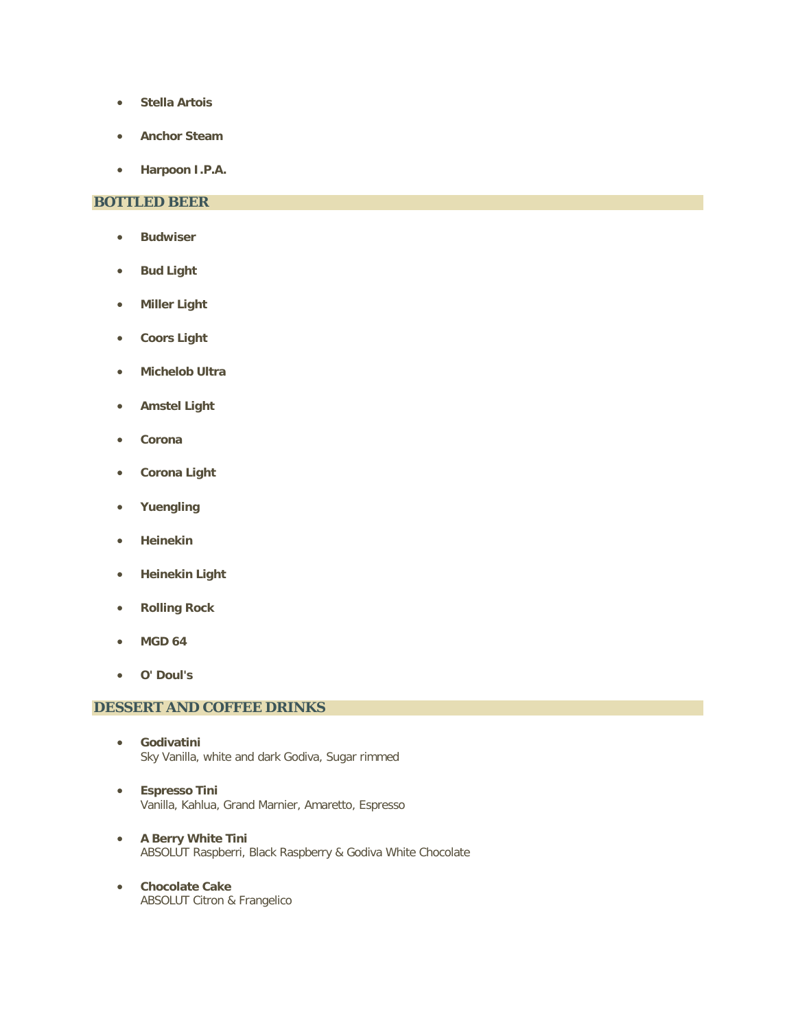- **Stella Artois**
- **Anchor Steam**
- **Harpoon I.P.A.**

## BOTTLED BEER

- **Budwiser**
- **Bud Light**
- **Miller Light**
- **Coors Light**
- **Michelob Ultra**
- **Amstel Light**
- **Corona**
- **Corona Light**
- **Yuengling**
- **Heinekin**
- **Heinekin Light**
- **Rolling Rock**
- **MGD 64**
- **O' Doul's**

## DESSERT AND COFFEE DRINKS

- **Godivatini**
  Sky Vanilla, white and dark Godiva, Sugar rimmed
- **Espresso Tini**
  Vanilla, Kahlua, Grand Marnier, Amaretto, Espresso
- **A Berry White Tini**
  ABSOLUT Raspberri, Black Raspberry & Godiva White Chocolate
- **Chocolate Cake**
  ABSOLUT Citron & Frangelico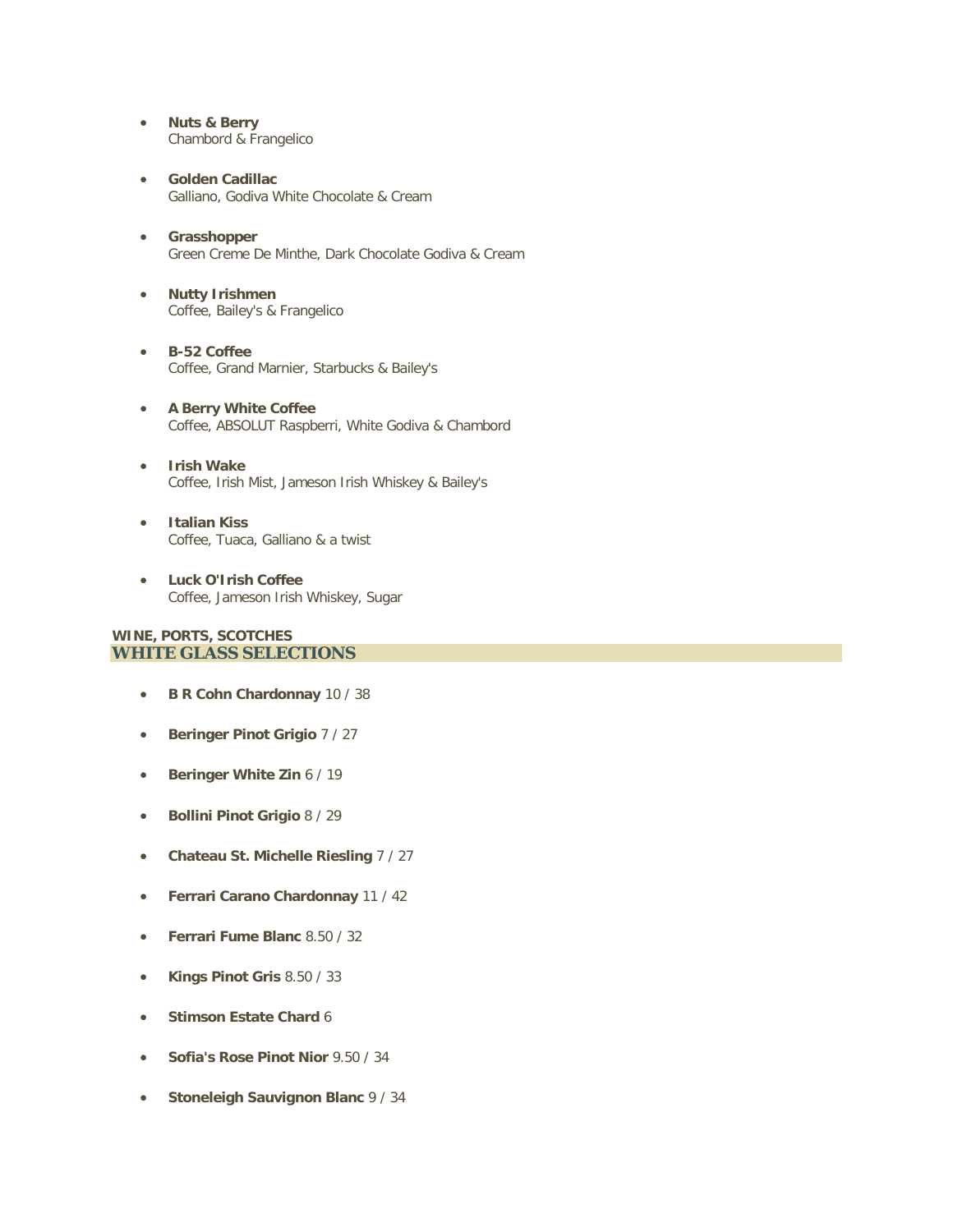- **Nuts & Berry**
  Chambord & Frangelico

- **Golden Cadillac**
  Galliano, Godiva White Chocolate & Cream

- **Grasshopper**
  Green Creme De Minthe, Dark Chocolate Godiva & Cream

- **Nutty Irishmen**
  Coffee, Bailey's & Frangelico

- **B-52 Coffee**
  Coffee, Grand Marnier, Starbucks & Bailey's

- **A Berry White Coffee**
  Coffee, ABSOLUT Raspberri, White Godiva & Chambord

- **Irish Wake**
  Coffee, Irish Mist, Jameson Irish Whiskey & Bailey's

- **Italian Kiss**
  Coffee, Tuaca, Galliano & a twist

- **Luck O'Irish Coffee**
  Coffee, Jameson Irish Whiskey, Sugar

**WINE, PORTS, SCOTCHES**

## WHITE GLASS SELECTIONS

- **B R Cohn Chardonnay** 10 / 38
- **Beringer Pinot Grigio** 7 / 27
- **Beringer White Zin** 6 / 19
- **Bollini Pinot Grigio** 8 / 29
- **Chateau St. Michelle Riesling** 7 / 27
- **Ferrari Carano Chardonnay** 11 / 42
- **Ferrari Fume Blanc** 8.50 / 32
- **Kings Pinot Gris** 8.50 / 33
- **Stimson Estate Chard** 6
- **Sofia's Rose Pinot Nior** 9.50 / 34
- **Stoneleigh Sauvignon Blanc** 9 / 34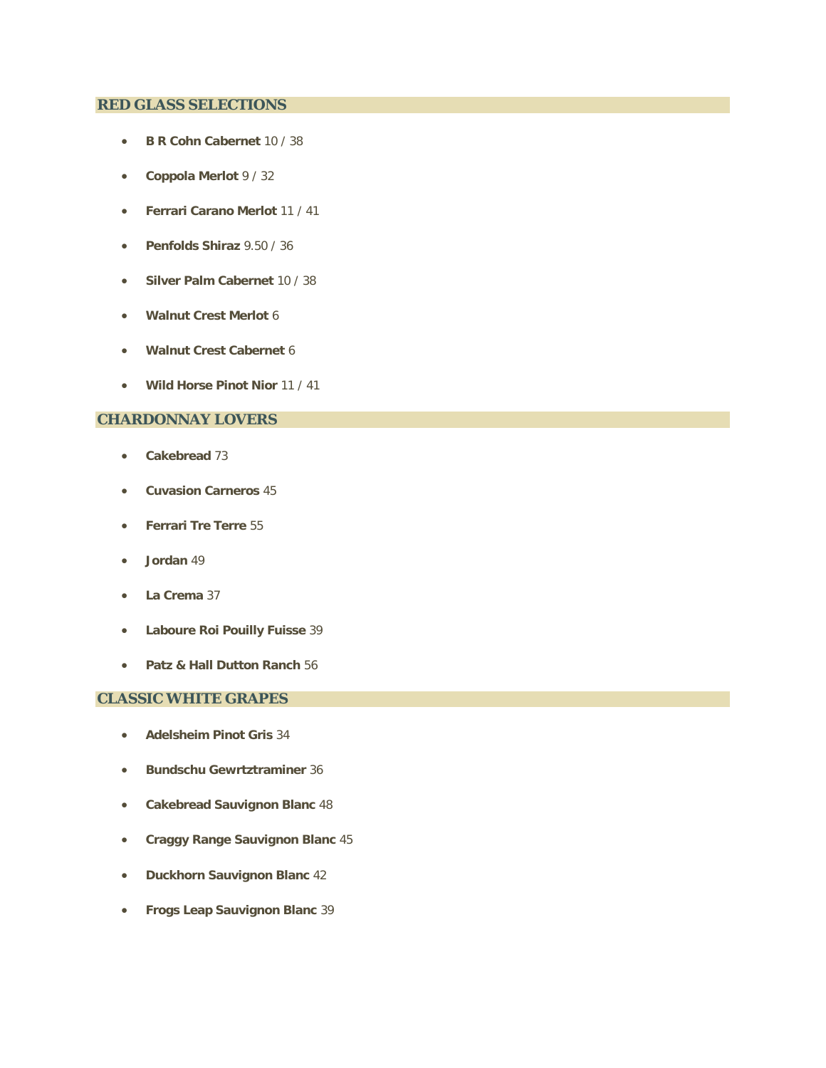## RED GLASS SELECTIONS

- **B R Cohn Cabernet** 10 / 38
- **Coppola Merlot** 9 / 32
- **Ferrari Carano Merlot** 11 / 41
- **Penfolds Shiraz** 9.50 / 36
- **Silver Palm Cabernet** 10 / 38
- **Walnut Crest Merlot** 6
- **Walnut Crest Cabernet** 6
- **Wild Horse Pinot Nior** 11 / 41

## CHARDONNAY LOVERS

- **Cakebread** 73
- **Cuvasion Carneros** 45
- **Ferrari Tre Terre** 55
- **Jordan** 49
- **La Crema** 37
- **Laboure Roi Pouilly Fuisse** 39
- **Patz & Hall Dutton Ranch** 56

## CLASSIC WHITE GRAPES

- **Adelsheim Pinot Gris** 34
- **Bundschu Gewrtztraminer** 36
- **Cakebread Sauvignon Blanc** 48
- **Craggy Range Sauvignon Blanc** 45
- **Duckhorn Sauvignon Blanc** 42
- **Frogs Leap Sauvignon Blanc** 39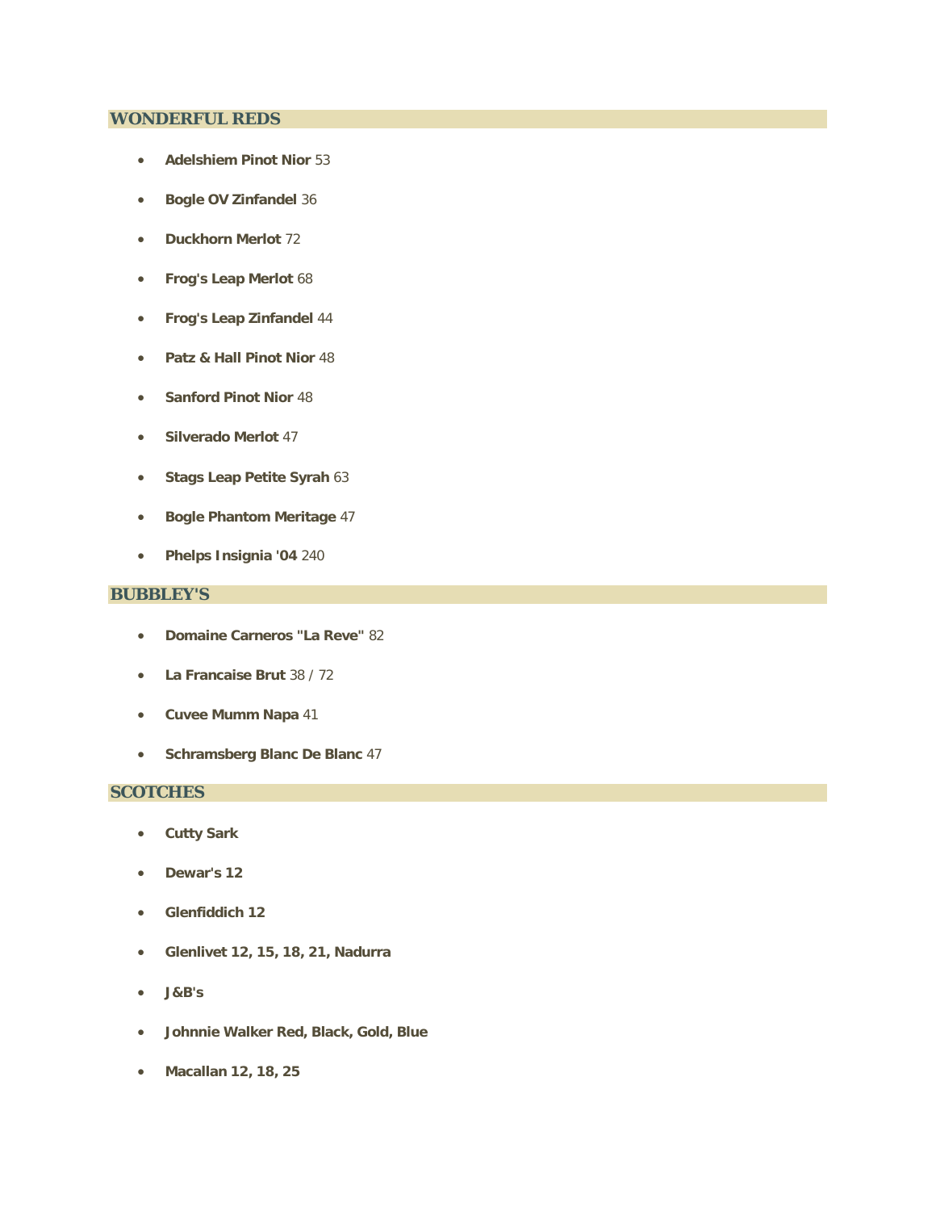## WONDERFUL REDS

- **Adelshiem Pinot Nior** 53
- **Bogle OV Zinfandel** 36
- **Duckhorn Merlot** 72
- **Frog's Leap Merlot** 68
- **Frog's Leap Zinfandel** 44
- **Patz & Hall Pinot Nior** 48
- **Sanford Pinot Nior** 48
- **Silverado Merlot** 47
- **Stags Leap Petite Syrah** 63
- **Bogle Phantom Meritage** 47
- **Phelps Insignia '04** 240

## BUBBLEY'S

- **Domaine Carneros "La Reve"** 82
- **La Francaise Brut** 38 / 72
- **Cuvee Mumm Napa** 41
- **Schramsberg Blanc De Blanc** 47

## SCOTCHES

- **Cutty Sark**
- **Dewar's 12**
- **Glenfiddich 12**
- **Glenlivet 12, 15, 18, 21, Nadurra**
- **J&B's**
- **Johnnie Walker Red, Black, Gold, Blue**
- **Macallan 12, 18, 25**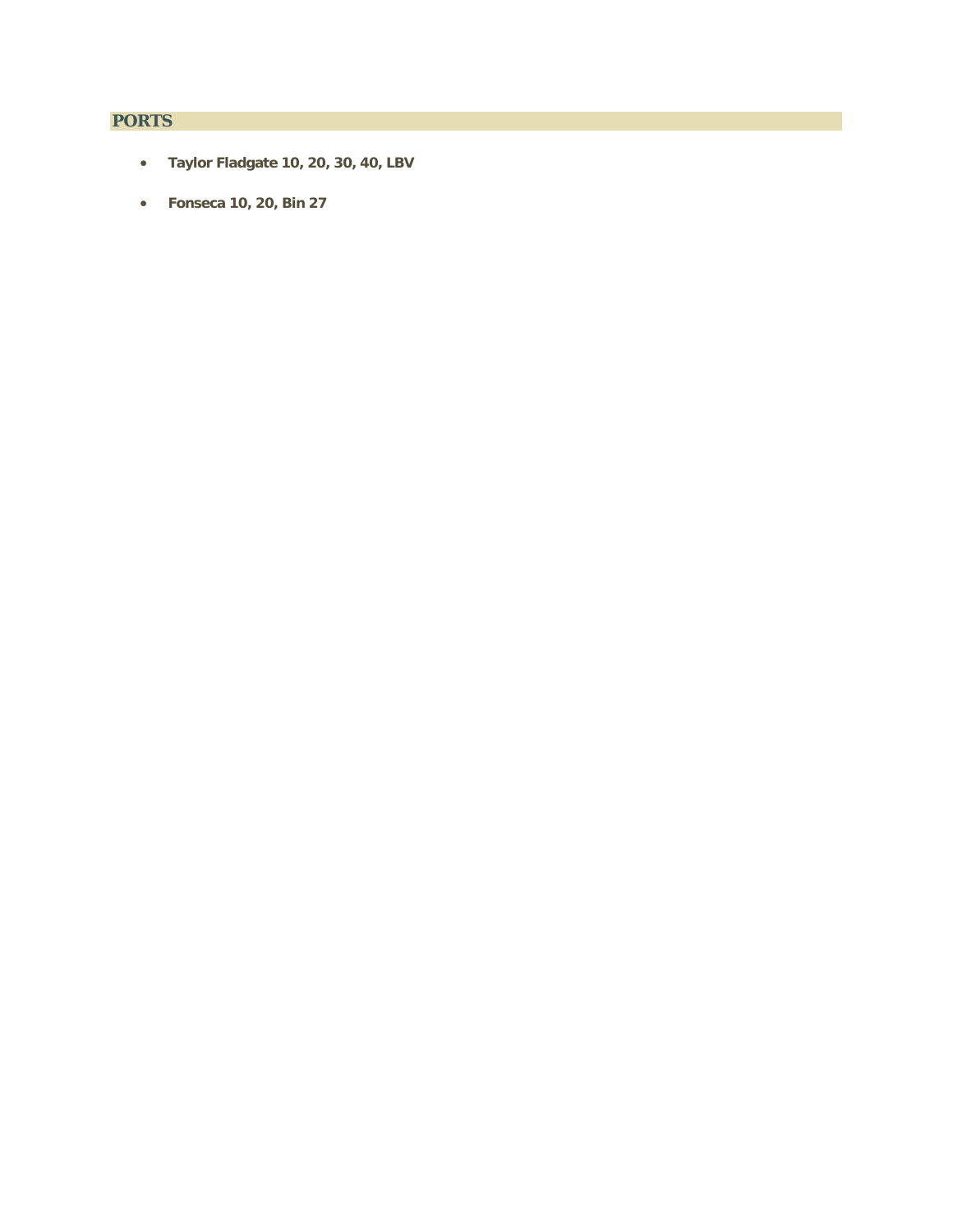## PORTS

- **Taylor Fladgate 10, 20, 30, 40, LBV**
- **Fonseca 10, 20, Bin 27**